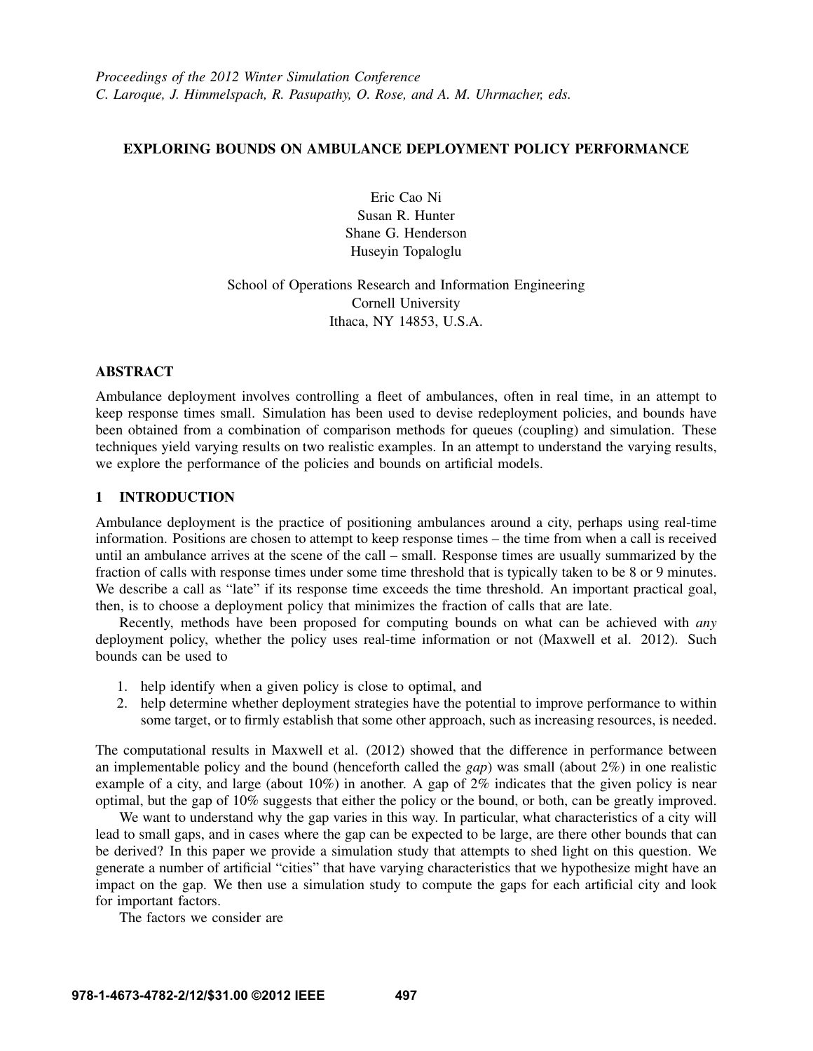*Proceedings of the 2012 Winter Simulation Conference*
*C. Laroque, J. Himmelspach, R. Pasupathy, O. Rose, and A. M. Uhrmacher, eds.*

# EXPLORING BOUNDS ON AMBULANCE DEPLOYMENT POLICY PERFORMANCE

Eric Cao Ni
Susan R. Hunter
Shane G. Henderson
Huseyin Topaloglu

School of Operations Research and Information Engineering
Cornell University
Ithaca, NY 14853, U.S.A.

## ABSTRACT

Ambulance deployment involves controlling a fleet of ambulances, often in real time, in an attempt to keep response times small. Simulation has been used to devise redeployment policies, and bounds have been obtained from a combination of comparison methods for queues (coupling) and simulation. These techniques yield varying results on two realistic examples. In an attempt to understand the varying results, we explore the performance of the policies and bounds on artificial models.

## 1 INTRODUCTION

Ambulance deployment is the practice of positioning ambulances around a city, perhaps using real-time information. Positions are chosen to attempt to keep response times – the time from when a call is received until an ambulance arrives at the scene of the call – small. Response times are usually summarized by the fraction of calls with response times under some time threshold that is typically taken to be 8 or 9 minutes. We describe a call as "late" if its response time exceeds the time threshold. An important practical goal, then, is to choose a deployment policy that minimizes the fraction of calls that are late.

Recently, methods have been proposed for computing bounds on what can be achieved with *any* deployment policy, whether the policy uses real-time information or not (Maxwell et al. 2012). Such bounds can be used to

1. help identify when a given policy is close to optimal, and
2. help determine whether deployment strategies have the potential to improve performance to within some target, or to firmly establish that some other approach, such as increasing resources, is needed.

The computational results in Maxwell et al. (2012) showed that the difference in performance between an implementable policy and the bound (henceforth called the *gap*) was small (about 2%) in one realistic example of a city, and large (about 10%) in another. A gap of 2% indicates that the given policy is near optimal, but the gap of 10% suggests that either the policy or the bound, or both, can be greatly improved.

We want to understand why the gap varies in this way. In particular, what characteristics of a city will lead to small gaps, and in cases where the gap can be expected to be large, are there other bounds that can be derived? In this paper we provide a simulation study that attempts to shed light on this question. We generate a number of artificial "cities" that have varying characteristics that we hypothesize might have an impact on the gap. We then use a simulation study to compute the gaps for each artificial city and look for important factors.

The factors we consider are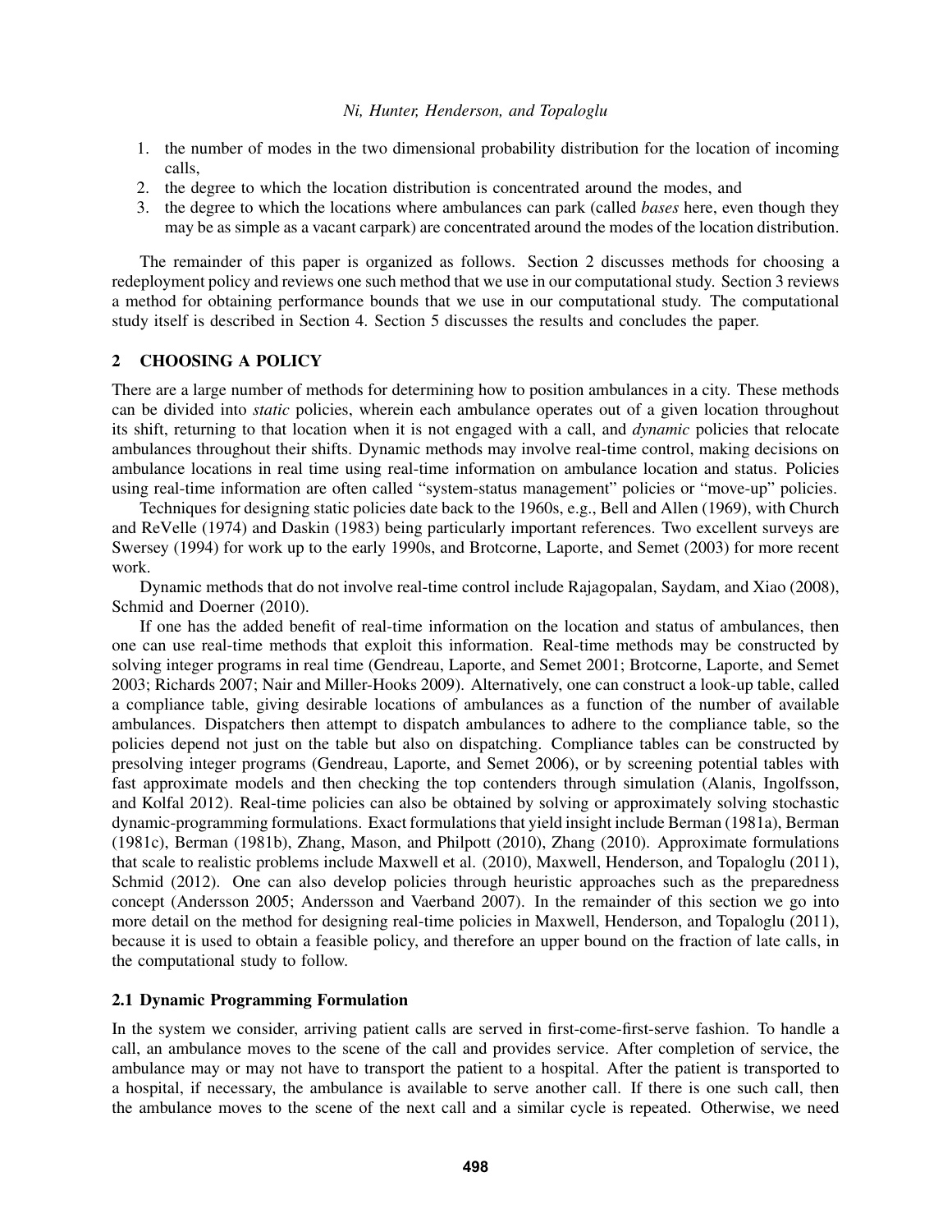1. the number of modes in the two dimensional probability distribution for the location of incoming calls,
2. the degree to which the location distribution is concentrated around the modes, and
3. the degree to which the locations where ambulances can park (called *bases* here, even though they may be as simple as a vacant carpark) are concentrated around the modes of the location distribution.

The remainder of this paper is organized as follows. Section 2 discusses methods for choosing a redeployment policy and reviews one such method that we use in our computational study. Section 3 reviews a method for obtaining performance bounds that we use in our computational study. The computational study itself is described in Section 4. Section 5 discusses the results and concludes the paper.

## 2 CHOOSING A POLICY

There are a large number of methods for determining how to position ambulances in a city. These methods can be divided into *static* policies, wherein each ambulance operates out of a given location throughout its shift, returning to that location when it is not engaged with a call, and *dynamic* policies that relocate ambulances throughout their shifts. Dynamic methods may involve real-time control, making decisions on ambulance locations in real time using real-time information on ambulance location and status. Policies using real-time information are often called "system-status management" policies or "move-up" policies.

Techniques for designing static policies date back to the 1960s, e.g., Bell and Allen (1969), with Church and ReVelle (1974) and Daskin (1983) being particularly important references. Two excellent surveys are Swersey (1994) for work up to the early 1990s, and Brotcorne, Laporte, and Semet (2003) for more recent work.

Dynamic methods that do not involve real-time control include Rajagopalan, Saydam, and Xiao (2008), Schmid and Doerner (2010).

If one has the added benefit of real-time information on the location and status of ambulances, then one can use real-time methods that exploit this information. Real-time methods may be constructed by solving integer programs in real time (Gendreau, Laporte, and Semet 2001; Brotcorne, Laporte, and Semet 2003; Richards 2007; Nair and Miller-Hooks 2009). Alternatively, one can construct a look-up table, called a compliance table, giving desirable locations of ambulances as a function of the number of available ambulances. Dispatchers then attempt to dispatch ambulances to adhere to the compliance table, so the policies depend not just on the table but also on dispatching. Compliance tables can be constructed by presolving integer programs (Gendreau, Laporte, and Semet 2006), or by screening potential tables with fast approximate models and then checking the top contenders through simulation (Alanis, Ingolfsson, and Kolfal 2012). Real-time policies can also be obtained by solving or approximately solving stochastic dynamic-programming formulations. Exact formulations that yield insight include Berman (1981a), Berman (1981c), Berman (1981b), Zhang, Mason, and Philpott (2010), Zhang (2010). Approximate formulations that scale to realistic problems include Maxwell et al. (2010), Maxwell, Henderson, and Topaloglu (2011), Schmid (2012). One can also develop policies through heuristic approaches such as the preparedness concept (Andersson 2005; Andersson and Vaerband 2007). In the remainder of this section we go into more detail on the method for designing real-time policies in Maxwell, Henderson, and Topaloglu (2011), because it is used to obtain a feasible policy, and therefore an upper bound on the fraction of late calls, in the computational study to follow.

### 2.1 Dynamic Programming Formulation

In the system we consider, arriving patient calls are served in first-come-first-serve fashion. To handle a call, an ambulance moves to the scene of the call and provides service. After completion of service, the ambulance may or may not have to transport the patient to a hospital. After the patient is transported to a hospital, if necessary, the ambulance is available to serve another call. If there is one such call, then the ambulance moves to the scene of the next call and a similar cycle is repeated. Otherwise, we need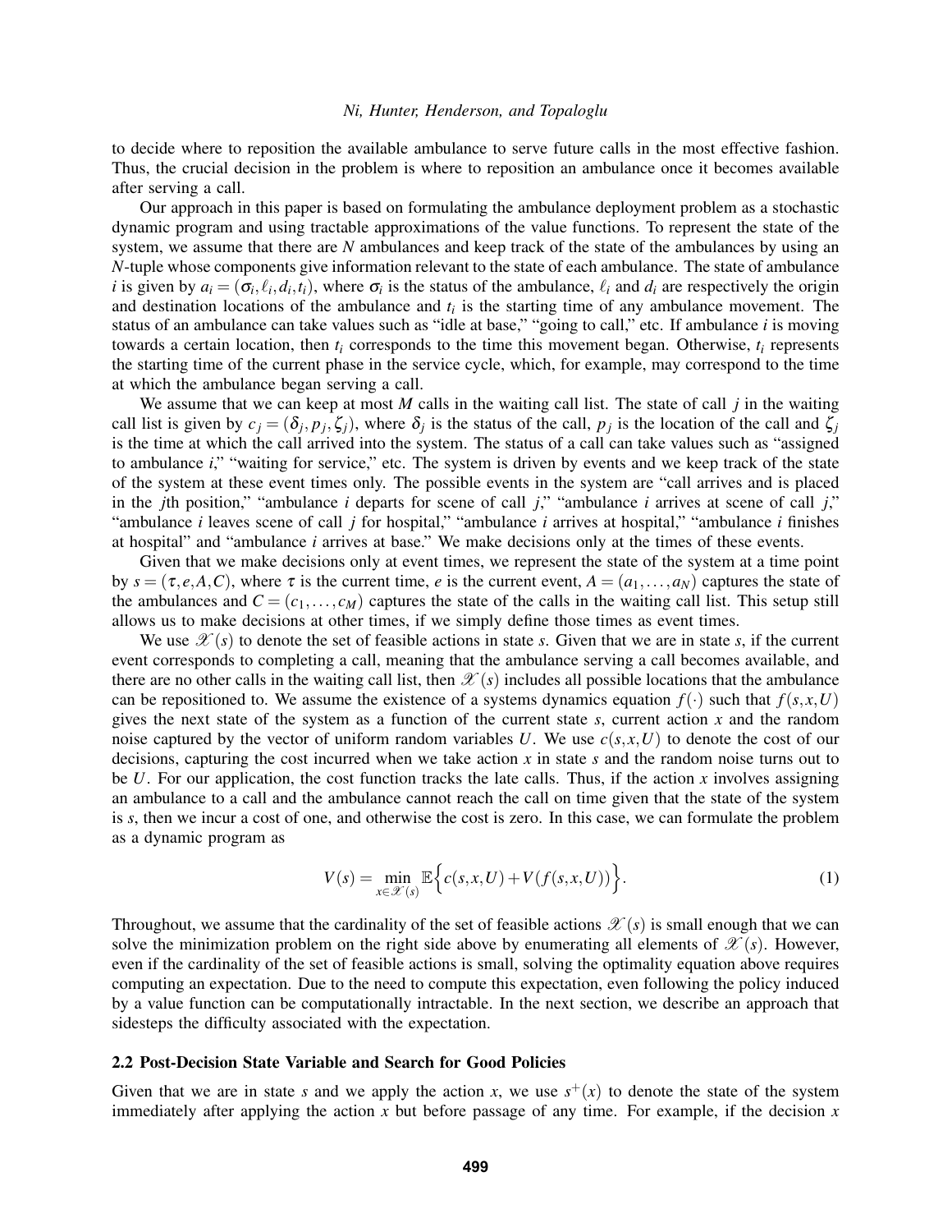to decide where to reposition the available ambulance to serve future calls in the most effective fashion. Thus, the crucial decision in the problem is where to reposition an ambulance once it becomes available after serving a call.

Our approach in this paper is based on formulating the ambulance deployment problem as a stochastic dynamic program and using tractable approximations of the value functions. To represent the state of the system, we assume that there are $N$ ambulances and keep track of the state of the ambulances by using an $N$-tuple whose components give information relevant to the state of each ambulance. The state of ambulance $i$ is given by $a_i = (\sigma_i, \ell_i, d_i, t_i)$, where $\sigma_i$ is the status of the ambulance, $\ell_i$ and $d_i$ are respectively the origin and destination locations of the ambulance and $t_i$ is the starting time of any ambulance movement. The status of an ambulance can take values such as "idle at base," "going to call," etc. If ambulance $i$ is moving towards a certain location, then $t_i$ corresponds to the time this movement began. Otherwise, $t_i$ represents the starting time of the current phase in the service cycle, which, for example, may correspond to the time at which the ambulance began serving a call.

We assume that we can keep at most $M$ calls in the waiting call list. The state of call $j$ in the waiting call list is given by $c_j = (\delta_j, p_j, \zeta_j)$, where $\delta_j$ is the status of the call, $p_j$ is the location of the call and $\zeta_j$ is the time at which the call arrived into the system. The status of a call can take values such as "assigned to ambulance $i$," "waiting for service," etc. The system is driven by events and we keep track of the state of the system at these event times only. The possible events in the system are "call arrives and is placed in the $j$th position," "ambulance $i$ departs for scene of call $j$," "ambulance $i$ arrives at scene of call $j$," "ambulance $i$ leaves scene of call $j$ for hospital," "ambulance $i$ arrives at hospital," "ambulance $i$ finishes at hospital" and "ambulance $i$ arrives at base." We make decisions only at the times of these events.

Given that we make decisions only at event times, we represent the state of the system at a time point by $s = (\tau, e, A, C)$, where $\tau$ is the current time, $e$ is the current event, $A = (a_1, \ldots, a_N)$ captures the state of the ambulances and $C = (c_1, \ldots, c_M)$ captures the state of the calls in the waiting call list. This setup still allows us to make decisions at other times, if we simply define those times as event times.

We use $\mathscr{X}(s)$ to denote the set of feasible actions in state $s$. Given that we are in state $s$, if the current event corresponds to completing a call, meaning that the ambulance serving a call becomes available, and there are no other calls in the waiting call list, then $\mathscr{X}(s)$ includes all possible locations that the ambulance can be repositioned to. We assume the existence of a systems dynamics equation $f(\cdot)$ such that $f(s, x, U)$ gives the next state of the system as a function of the current state $s$, current action $x$ and the random noise captured by the vector of uniform random variables $U$. We use $c(s, x, U)$ to denote the cost of our decisions, capturing the cost incurred when we take action $x$ in state $s$ and the random noise turns out to be $U$. For our application, the cost function tracks the late calls. Thus, if the action $x$ involves assigning an ambulance to a call and the ambulance cannot reach the call on time given that the state of the system is $s$, then we incur a cost of one, and otherwise the cost is zero. In this case, we can formulate the problem as a dynamic program as

$$V(s) = \min_{x \in \mathscr{X}(s)} \mathbb{E}\Big\{ c(s, x, U) + V(f(s, x, U)) \Big\}. \tag{1}$$

Throughout, we assume that the cardinality of the set of feasible actions $\mathscr{X}(s)$ is small enough that we can solve the minimization problem on the right side above by enumerating all elements of $\mathscr{X}(s)$. However, even if the cardinality of the set of feasible actions is small, solving the optimality equation above requires computing an expectation. Due to the need to compute this expectation, even following the policy induced by a value function can be computationally intractable. In the next section, we describe an approach that sidesteps the difficulty associated with the expectation.

### 2.2 Post-Decision State Variable and Search for Good Policies

Given that we are in state $s$ and we apply the action $x$, we use $s^+(x)$ to denote the state of the system immediately after applying the action $x$ but before passage of any time. For example, if the decision $x$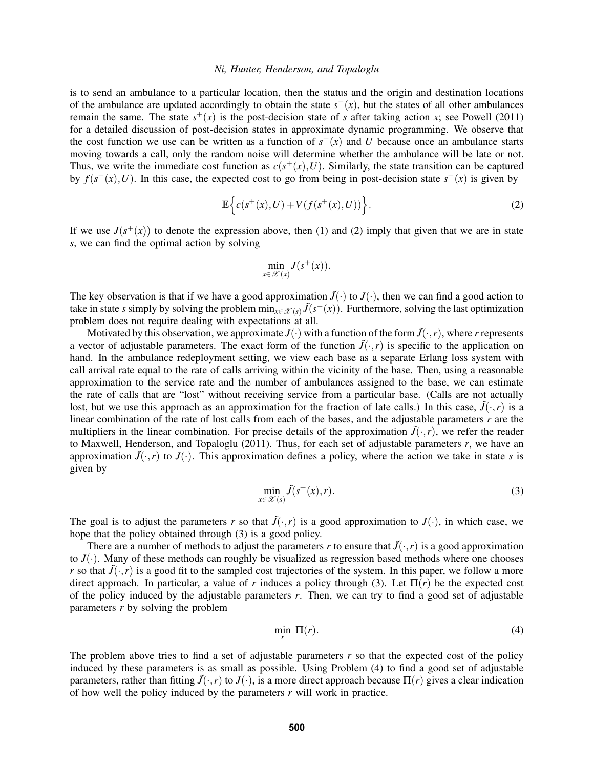is to send an ambulance to a particular location, then the status and the origin and destination locations of the ambulance are updated accordingly to obtain the state $s^+(x)$, but the states of all other ambulances remain the same. The state $s^+(x)$ is the post-decision state of $s$ after taking action $x$; see Powell (2011) for a detailed discussion of post-decision states in approximate dynamic programming. We observe that the cost function we use can be written as a function of $s^+(x)$ and $U$ because once an ambulance starts moving towards a call, only the random noise will determine whether the ambulance will be late or not. Thus, we write the immediate cost function as $c(s^+(x),U)$. Similarly, the state transition can be captured by $f(s^+(x),U)$. In this case, the expected cost to go from being in post-decision state $s^+(x)$ is given by

$$\mathbb{E}\Big\{c(s^+(x),U)+V(f(s^+(x),U))\Big\}. \tag{2}$$

If we use $J(s^+(x))$ to denote the expression above, then (1) and (2) imply that given that we are in state $s$, we can find the optimal action by solving

$$\min_{x\in\mathscr{X}(x)} J(s^+(x)).$$

The key observation is that if we have a good approximation $\tilde{J}(\cdot)$ to $J(\cdot)$, then we can find a good action to take in state $s$ simply by solving the problem $\min_{x\in\mathscr{X}(s)}\tilde{J}(s^+(x))$. Furthermore, solving the last optimization problem does not require dealing with expectations at all.

Motivated by this observation, we approximate $J(\cdot)$ with a function of the form $\tilde{J}(\cdot,r)$, where $r$ represents a vector of adjustable parameters. The exact form of the function $\tilde{J}(\cdot,r)$ is specific to the application on hand. In the ambulance redeployment setting, we view each base as a separate Erlang loss system with call arrival rate equal to the rate of calls arriving within the vicinity of the base. Then, using a reasonable approximation to the service rate and the number of ambulances assigned to the base, we can estimate the rate of calls that are "lost" without receiving service from a particular base. (Calls are not actually lost, but we use this approach as an approximation for the fraction of late calls.) In this case, $\tilde{J}(\cdot,r)$ is a linear combination of the rate of lost calls from each of the bases, and the adjustable parameters $r$ are the multipliers in the linear combination. For precise details of the approximation $\tilde{J}(\cdot,r)$, we refer the reader to Maxwell, Henderson, and Topaloglu (2011). Thus, for each set of adjustable parameters $r$, we have an approximation $\tilde{J}(\cdot,r)$ to $J(\cdot)$. This approximation defines a policy, where the action we take in state $s$ is given by

$$\min_{x\in\mathscr{X}(s)}\tilde{J}(s^+(x),r). \tag{3}$$

The goal is to adjust the parameters $r$ so that $\tilde{J}(\cdot,r)$ is a good approximation to $J(\cdot)$, in which case, we hope that the policy obtained through (3) is a good policy.

There are a number of methods to adjust the parameters $r$ to ensure that $\tilde{J}(\cdot,r)$ is a good approximation to $J(\cdot)$. Many of these methods can roughly be visualized as regression based methods where one chooses $r$ so that $\tilde{J}(\cdot,r)$ is a good fit to the sampled cost trajectories of the system. In this paper, we follow a more direct approach. In particular, a value of $r$ induces a policy through (3). Let $\Pi(r)$ be the expected cost of the policy induced by the adjustable parameters $r$. Then, we can try to find a good set of adjustable parameters $r$ by solving the problem

$$\min_{r}\ \Pi(r). \tag{4}$$

The problem above tries to find a set of adjustable parameters $r$ so that the expected cost of the policy induced by these parameters is as small as possible. Using Problem (4) to find a good set of adjustable parameters, rather than fitting $\tilde{J}(\cdot,r)$ to $J(\cdot)$, is a more direct approach because $\Pi(r)$ gives a clear indication of how well the policy induced by the parameters $r$ will work in practice.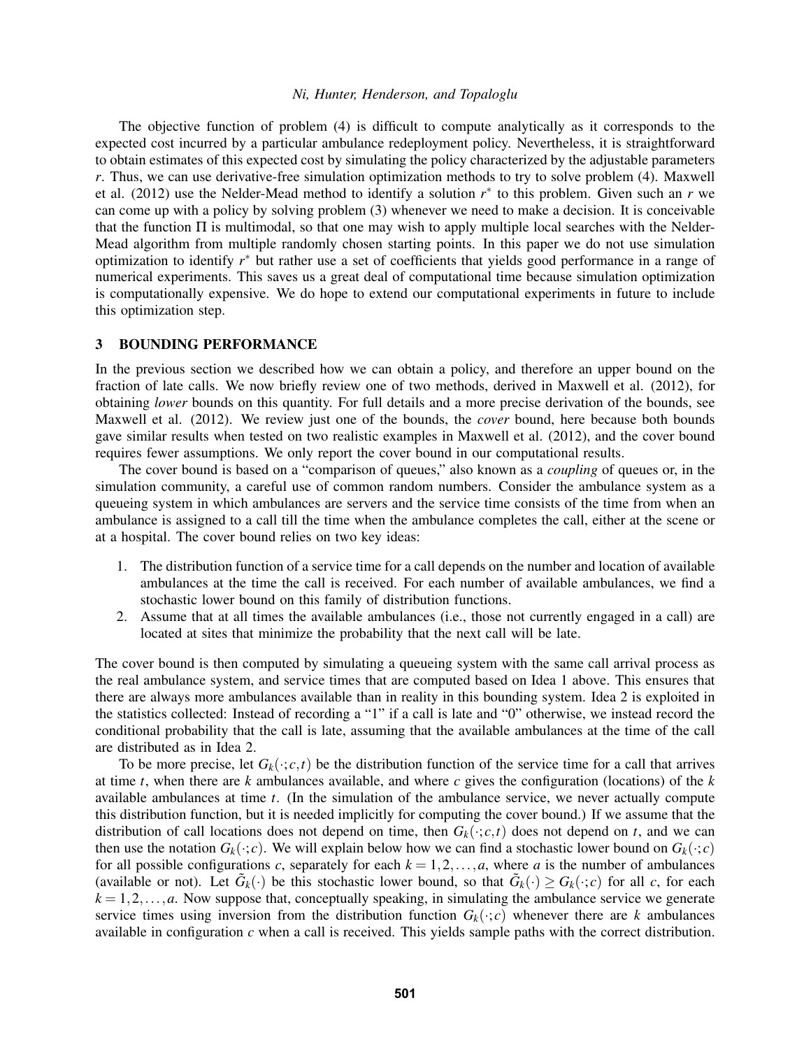The objective function of problem (4) is difficult to compute analytically as it corresponds to the expected cost incurred by a particular ambulance redeployment policy. Nevertheless, it is straightforward to obtain estimates of this expected cost by simulating the policy characterized by the adjustable parameters $r$. Thus, we can use derivative-free simulation optimization methods to try to solve problem (4). Maxwell et al. (2012) use the Nelder-Mead method to identify a solution $r^*$ to this problem. Given such an $r$ we can come up with a policy by solving problem (3) whenever we need to make a decision. It is conceivable that the function $\Pi$ is multimodal, so that one may wish to apply multiple local searches with the Nelder-Mead algorithm from multiple randomly chosen starting points. In this paper we do not use simulation optimization to identify $r^*$ but rather use a set of coefficients that yields good performance in a range of numerical experiments. This saves us a great deal of computational time because simulation optimization is computationally expensive. We do hope to extend our computational experiments in future to include this optimization step.

## 3 BOUNDING PERFORMANCE

In the previous section we described how we can obtain a policy, and therefore an upper bound on the fraction of late calls. We now briefly review one of two methods, derived in Maxwell et al. (2012), for obtaining *lower* bounds on this quantity. For full details and a more precise derivation of the bounds, see Maxwell et al. (2012). We review just one of the bounds, the *cover* bound, here because both bounds gave similar results when tested on two realistic examples in Maxwell et al. (2012), and the cover bound requires fewer assumptions. We only report the cover bound in our computational results.

The cover bound is based on a "comparison of queues," also known as a *coupling* of queues or, in the simulation community, a careful use of common random numbers. Consider the ambulance system as a queueing system in which ambulances are servers and the service time consists of the time from when an ambulance is assigned to a call till the time when the ambulance completes the call, either at the scene or at a hospital. The cover bound relies on two key ideas:

1. The distribution function of a service time for a call depends on the number and location of available ambulances at the time the call is received. For each number of available ambulances, we find a stochastic lower bound on this family of distribution functions.
2. Assume that at all times the available ambulances (i.e., those not currently engaged in a call) are located at sites that minimize the probability that the next call will be late.

The cover bound is then computed by simulating a queueing system with the same call arrival process as the real ambulance system, and service times that are computed based on Idea 1 above. This ensures that there are always more ambulances available than in reality in this bounding system. Idea 2 is exploited in the statistics collected: Instead of recording a "1" if a call is late and "0" otherwise, we instead record the conditional probability that the call is late, assuming that the available ambulances at the time of the call are distributed as in Idea 2.

To be more precise, let $G_k(\cdot; c, t)$ be the distribution function of the service time for a call that arrives at time $t$, when there are $k$ ambulances available, and where $c$ gives the configuration (locations) of the $k$ available ambulances at time $t$. (In the simulation of the ambulance service, we never actually compute this distribution function, but it is needed implicitly for computing the cover bound.) If we assume that the distribution of call locations does not depend on time, then $G_k(\cdot; c, t)$ does not depend on $t$, and we can then use the notation $G_k(\cdot; c)$. We will explain below how we can find a stochastic lower bound on $G_k(\cdot; c)$ for all possible configurations $c$, separately for $k = 1, 2, \ldots, a$, where $a$ is the number of ambulances (available or not). Let $\tilde{G}_k(\cdot)$ be this stochastic lower bound, so that $\tilde{G}_k(\cdot) \geq G_k(\cdot; c)$ for all $c$, for each $k = 1, 2, \ldots, a$. Now suppose that, conceptually speaking, in simulating the ambulance service we generate service times using inversion from the distribution function $G_k(\cdot; c)$ whenever there are $k$ ambulances available in configuration $c$ when a call is received. This yields sample paths with the correct distribution.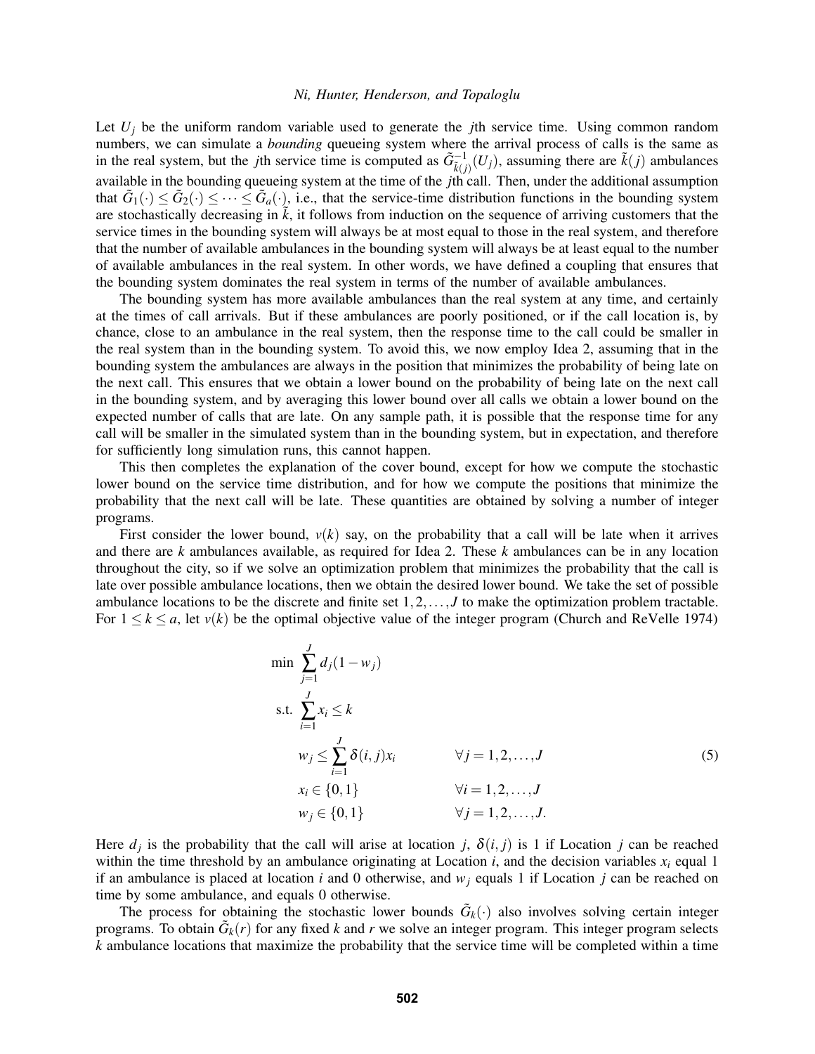Let $U_j$ be the uniform random variable used to generate the $j$th service time. Using common random numbers, we can simulate a *bounding* queueing system where the arrival process of calls is the same as in the real system, but the $j$th service time is computed as $\tilde{G}^{-1}_{\tilde{k}(j)}(U_j)$, assuming there are $\tilde{k}(j)$ ambulances available in the bounding queueing system at the time of the $j$th call. Then, under the additional assumption that $\tilde{G}_1(\cdot) \leq \tilde{G}_2(\cdot) \leq \cdots \leq \tilde{G}_a(\cdot)$, i.e., that the service-time distribution functions in the bounding system are stochastically decreasing in $\tilde{k}$, it follows from induction on the sequence of arriving customers that the service times in the bounding system will always be at most equal to those in the real system, and therefore that the number of available ambulances in the bounding system will always be at least equal to the number of available ambulances in the real system. In other words, we have defined a coupling that ensures that the bounding system dominates the real system in terms of the number of available ambulances.

The bounding system has more available ambulances than the real system at any time, and certainly at the times of call arrivals. But if these ambulances are poorly positioned, or if the call location is, by chance, close to an ambulance in the real system, then the response time to the call could be smaller in the real system than in the bounding system. To avoid this, we now employ Idea 2, assuming that in the bounding system the ambulances are always in the position that minimizes the probability of being late on the next call. This ensures that we obtain a lower bound on the probability of being late on the next call in the bounding system, and by averaging this lower bound over all calls we obtain a lower bound on the expected number of calls that are late. On any sample path, it is possible that the response time for any call will be smaller in the simulated system than in the bounding system, but in expectation, and therefore for sufficiently long simulation runs, this cannot happen.

This then completes the explanation of the cover bound, except for how we compute the stochastic lower bound on the service time distribution, and for how we compute the positions that minimize the probability that the next call will be late. These quantities are obtained by solving a number of integer programs.

First consider the lower bound, $v(k)$ say, on the probability that a call will be late when it arrives and there are $k$ ambulances available, as required for Idea 2. These $k$ ambulances can be in any location throughout the city, so if we solve an optimization problem that minimizes the probability that the call is late over possible ambulance locations, then we obtain the desired lower bound. We take the set of possible ambulance locations to be the discrete and finite set $1, 2, \ldots, J$ to make the optimization problem tractable. For $1 \leq k \leq a$, let $v(k)$ be the optimal objective value of the integer program (Church and ReVelle 1974)

$$
\begin{aligned}
\min \ & \sum_{j=1}^{J} d_j (1 - w_j) \\
\text{s.t.} \ & \sum_{i=1}^{J} x_i \leq k \\
& w_j \leq \sum_{i=1}^{J} \delta(i,j) x_i \qquad \forall j = 1, 2, \ldots, J \\
& x_i \in \{0,1\} \qquad \forall i = 1, 2, \ldots, J \\
& w_j \in \{0,1\} \qquad \forall j = 1, 2, \ldots, J.
\end{aligned} \tag{5}
$$

Here $d_j$ is the probability that the call will arise at location $j$, $\delta(i,j)$ is 1 if Location $j$ can be reached within the time threshold by an ambulance originating at Location $i$, and the decision variables $x_i$ equal 1 if an ambulance is placed at location $i$ and 0 otherwise, and $w_j$ equals 1 if Location $j$ can be reached on time by some ambulance, and equals 0 otherwise.

The process for obtaining the stochastic lower bounds $\tilde{G}_k(\cdot)$ also involves solving certain integer programs. To obtain $\tilde{G}_k(r)$ for any fixed $k$ and $r$ we solve an integer program. This integer program selects $k$ ambulance locations that maximize the probability that the service time will be completed within a time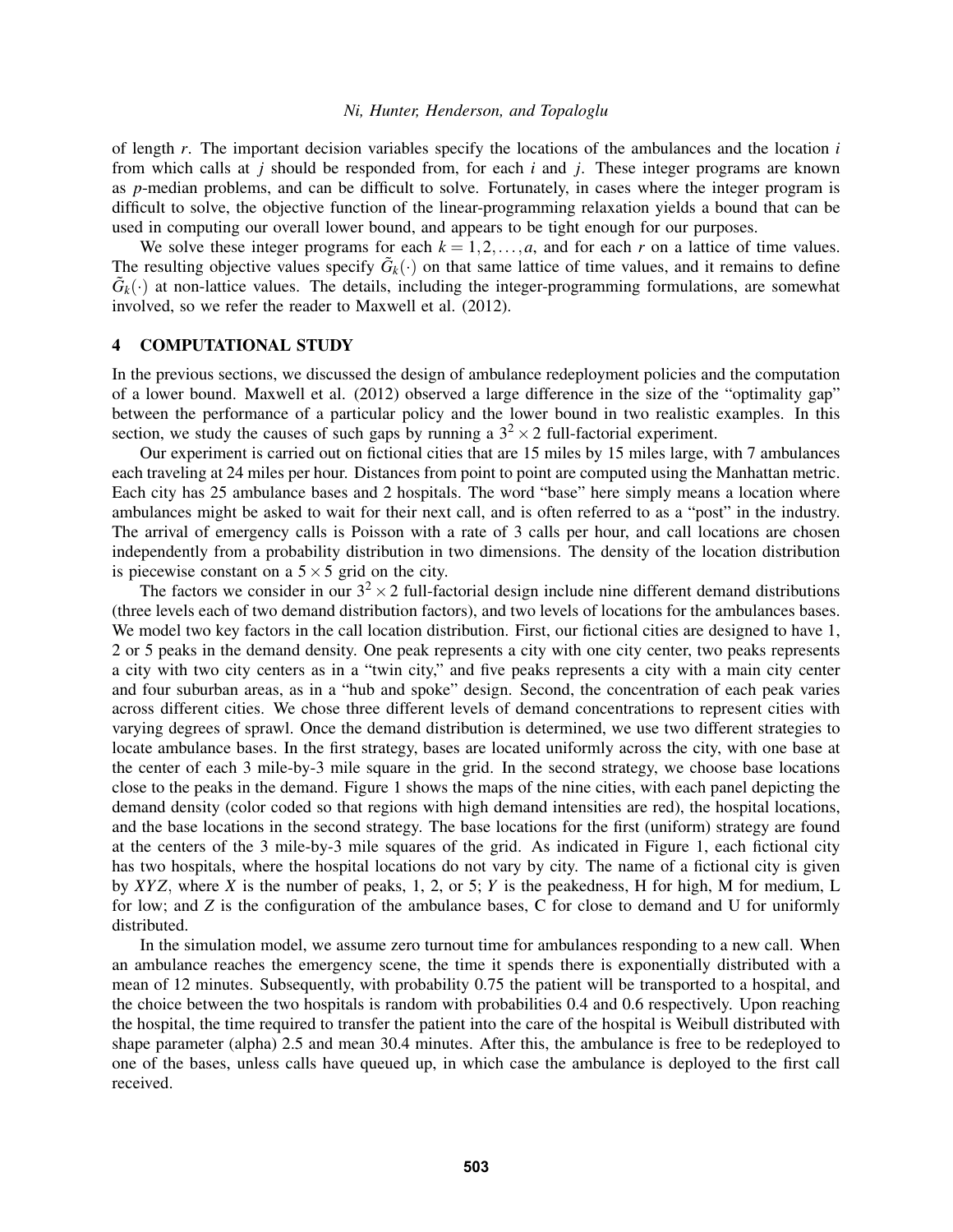of length $r$. The important decision variables specify the locations of the ambulances and the location $i$ from which calls at $j$ should be responded from, for each $i$ and $j$. These integer programs are known as $p$-median problems, and can be difficult to solve. Fortunately, in cases where the integer program is difficult to solve, the objective function of the linear-programming relaxation yields a bound that can be used in computing our overall lower bound, and appears to be tight enough for our purposes.

We solve these integer programs for each $k = 1, 2, \ldots, a$, and for each $r$ on a lattice of time values. The resulting objective values specify $\tilde{G}_k(\cdot)$ on that same lattice of time values, and it remains to define $\tilde{G}_k(\cdot)$ at non-lattice values. The details, including the integer-programming formulations, are somewhat involved, so we refer the reader to Maxwell et al. (2012).

## 4 COMPUTATIONAL STUDY

In the previous sections, we discussed the design of ambulance redeployment policies and the computation of a lower bound. Maxwell et al. (2012) observed a large difference in the size of the "optimality gap" between the performance of a particular policy and the lower bound in two realistic examples. In this section, we study the causes of such gaps by running a $3^2 \times 2$ full-factorial experiment.

Our experiment is carried out on fictional cities that are 15 miles by 15 miles large, with 7 ambulances each traveling at 24 miles per hour. Distances from point to point are computed using the Manhattan metric. Each city has 25 ambulance bases and 2 hospitals. The word "base" here simply means a location where ambulances might be asked to wait for their next call, and is often referred to as a "post" in the industry. The arrival of emergency calls is Poisson with a rate of 3 calls per hour, and call locations are chosen independently from a probability distribution in two dimensions. The density of the location distribution is piecewise constant on a $5 \times 5$ grid on the city.

The factors we consider in our $3^2 \times 2$ full-factorial design include nine different demand distributions (three levels each of two demand distribution factors), and two levels of locations for the ambulances bases. We model two key factors in the call location distribution. First, our fictional cities are designed to have 1, 2 or 5 peaks in the demand density. One peak represents a city with one city center, two peaks represents a city with two city centers as in a "twin city," and five peaks represents a city with a main city center and four suburban areas, as in a "hub and spoke" design. Second, the concentration of each peak varies across different cities. We chose three different levels of demand concentrations to represent cities with varying degrees of sprawl. Once the demand distribution is determined, we use two different strategies to locate ambulance bases. In the first strategy, bases are located uniformly across the city, with one base at the center of each 3 mile-by-3 mile square in the grid. In the second strategy, we choose base locations close to the peaks in the demand. Figure 1 shows the maps of the nine cities, with each panel depicting the demand density (color coded so that regions with high demand intensities are red), the hospital locations, and the base locations in the second strategy. The base locations for the first (uniform) strategy are found at the centers of the 3 mile-by-3 mile squares of the grid. As indicated in Figure 1, each fictional city has two hospitals, where the hospital locations do not vary by city. The name of a fictional city is given by $XYZ$, where $X$ is the number of peaks, 1, 2, or 5; $Y$ is the peakedness, H for high, M for medium, L for low; and $Z$ is the configuration of the ambulance bases, C for close to demand and U for uniformly distributed.

In the simulation model, we assume zero turnout time for ambulances responding to a new call. When an ambulance reaches the emergency scene, the time it spends there is exponentially distributed with a mean of 12 minutes. Subsequently, with probability 0.75 the patient will be transported to a hospital, and the choice between the two hospitals is random with probabilities 0.4 and 0.6 respectively. Upon reaching the hospital, the time required to transfer the patient into the care of the hospital is Weibull distributed with shape parameter (alpha) 2.5 and mean 30.4 minutes. After this, the ambulance is free to be redeployed to one of the bases, unless calls have queued up, in which case the ambulance is deployed to the first call received.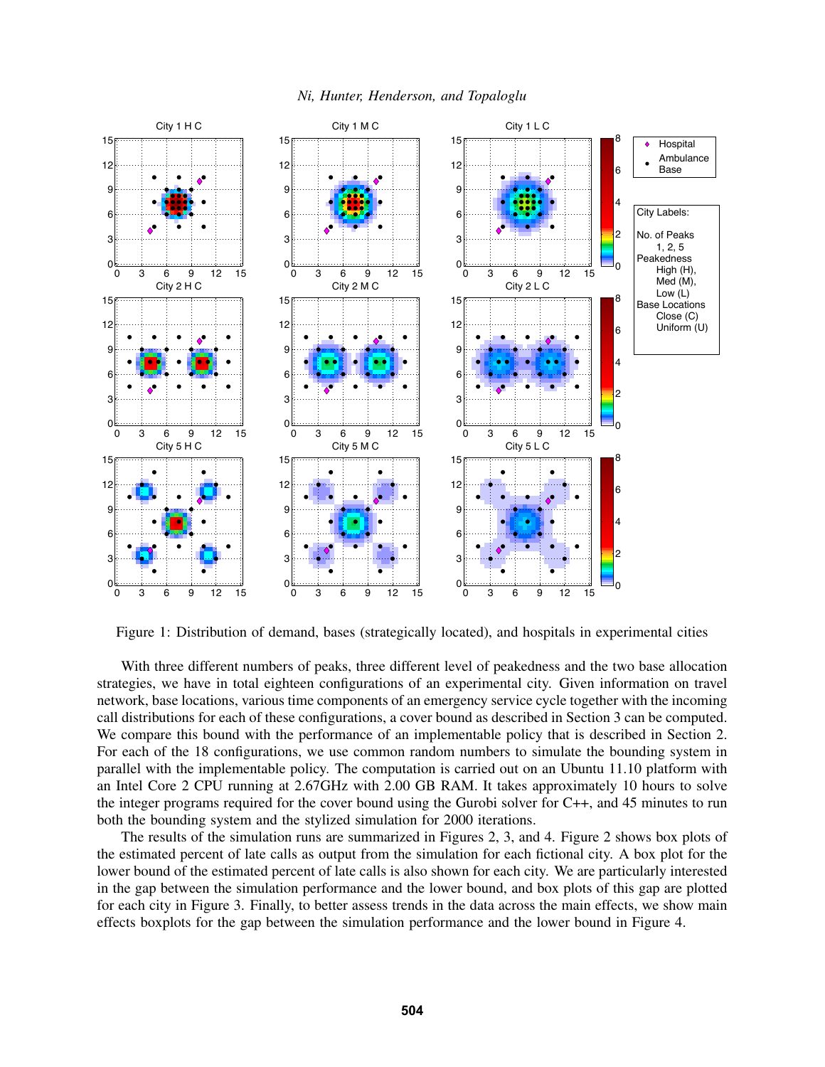Figure 1: Distribution of demand, bases (strategically located), and hospitals in experimental cities

With three different numbers of peaks, three different level of peakedness and the two base allocation strategies, we have in total eighteen configurations of an experimental city. Given information on travel network, base locations, various time components of an emergency service cycle together with the incoming call distributions for each of these configurations, a cover bound as described in Section 3 can be computed. We compare this bound with the performance of an implementable policy that is described in Section 2. For each of the 18 configurations, we use common random numbers to simulate the bounding system in parallel with the implementable policy. The computation is carried out on an Ubuntu 11.10 platform with an Intel Core 2 CPU running at 2.67GHz with 2.00 GB RAM. It takes approximately 10 hours to solve the integer programs required for the cover bound using the Gurobi solver for C++, and 45 minutes to run both the bounding system and the stylized simulation for 2000 iterations.

The results of the simulation runs are summarized in Figures 2, 3, and 4. Figure 2 shows box plots of the estimated percent of late calls as output from the simulation for each fictional city. A box plot for the lower bound of the estimated percent of late calls is also shown for each city. We are particularly interested in the gap between the simulation performance and the lower bound, and box plots of this gap are plotted for each city in Figure 3. Finally, to better assess trends in the data across the main effects, we show main effects boxplots for the gap between the simulation performance and the lower bound in Figure 4.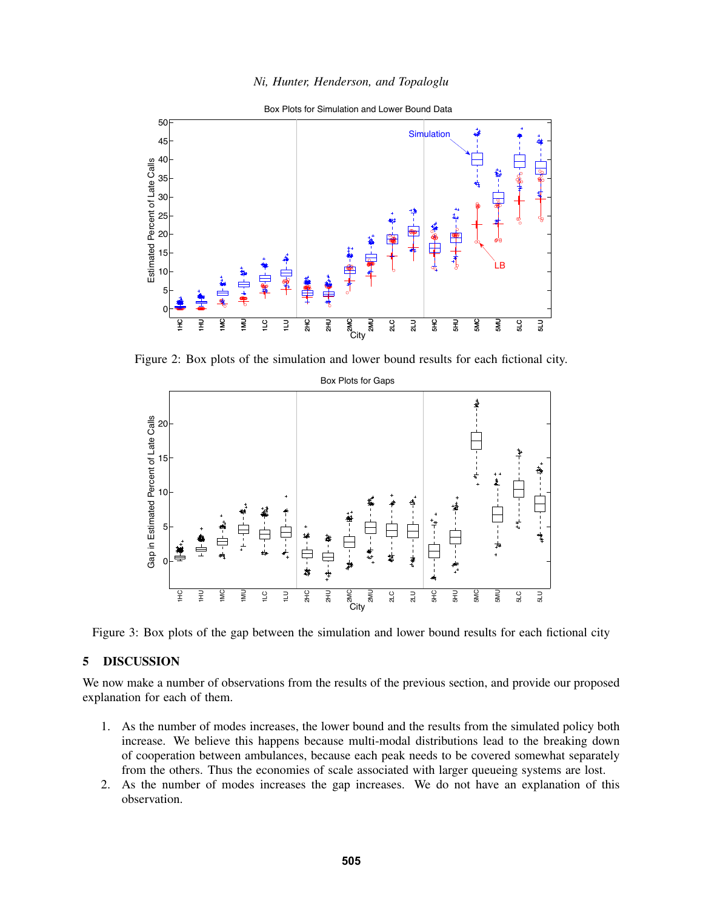Figure 2: Box plots of the simulation and lower bound results for each fictional city.

Figure 3: Box plots of the gap between the simulation and lower bound results for each fictional city

## 5 DISCUSSION

We now make a number of observations from the results of the previous section, and provide our proposed explanation for each of them.

1. As the number of modes increases, the lower bound and the results from the simulated policy both increase. We believe this happens because multi-modal distributions lead to the breaking down of cooperation between ambulances, because each peak needs to be covered somewhat separately from the others. Thus the economies of scale associated with larger queueing systems are lost.
2. As the number of modes increases the gap increases. We do not have an explanation of this observation.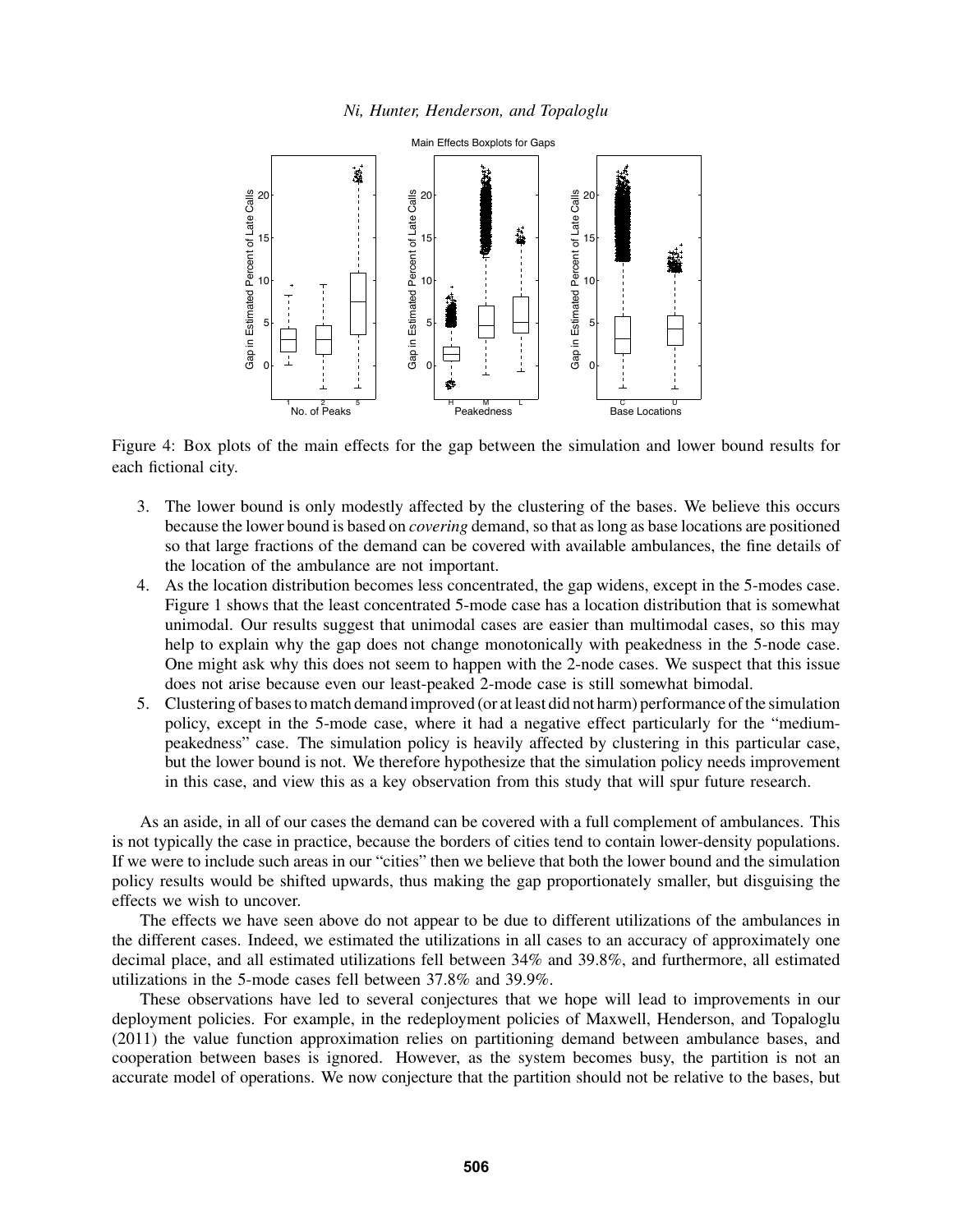Figure 4: Box plots of the main effects for the gap between the simulation and lower bound results for each fictional city.

3. The lower bound is only modestly affected by the clustering of the bases. We believe this occurs because the lower bound is based on *covering* demand, so that as long as base locations are positioned so that large fractions of the demand can be covered with available ambulances, the fine details of the location of the ambulance are not important.
4. As the location distribution becomes less concentrated, the gap widens, except in the 5-modes case. Figure 1 shows that the least concentrated 5-mode case has a location distribution that is somewhat unimodal. Our results suggest that unimodal cases are easier than multimodal cases, so this may help to explain why the gap does not change monotonically with peakedness in the 5-node case. One might ask why this does not seem to happen with the 2-node cases. We suspect that this issue does not arise because even our least-peaked 2-mode case is still somewhat bimodal.
5. Clustering of bases to match demand improved (or at least did not harm) performance of the simulation policy, except in the 5-mode case, where it had a negative effect particularly for the "medium-peakedness" case. The simulation policy is heavily affected by clustering in this particular case, but the lower bound is not. We therefore hypothesize that the simulation policy needs improvement in this case, and view this as a key observation from this study that will spur future research.

As an aside, in all of our cases the demand can be covered with a full complement of ambulances. This is not typically the case in practice, because the borders of cities tend to contain lower-density populations. If we were to include such areas in our "cities" then we believe that both the lower bound and the simulation policy results would be shifted upwards, thus making the gap proportionately smaller, but disguising the effects we wish to uncover.

The effects we have seen above do not appear to be due to different utilizations of the ambulances in the different cases. Indeed, we estimated the utilizations in all cases to an accuracy of approximately one decimal place, and all estimated utilizations fell between 34% and 39.8%, and furthermore, all estimated utilizations in the 5-mode cases fell between 37.8% and 39.9%.

These observations have led to several conjectures that we hope will lead to improvements in our deployment policies. For example, in the redeployment policies of Maxwell, Henderson, and Topaloglu (2011) the value function approximation relies on partitioning demand between ambulance bases, and cooperation between bases is ignored. However, as the system becomes busy, the partition is not an accurate model of operations. We now conjecture that the partition should not be relative to the bases, but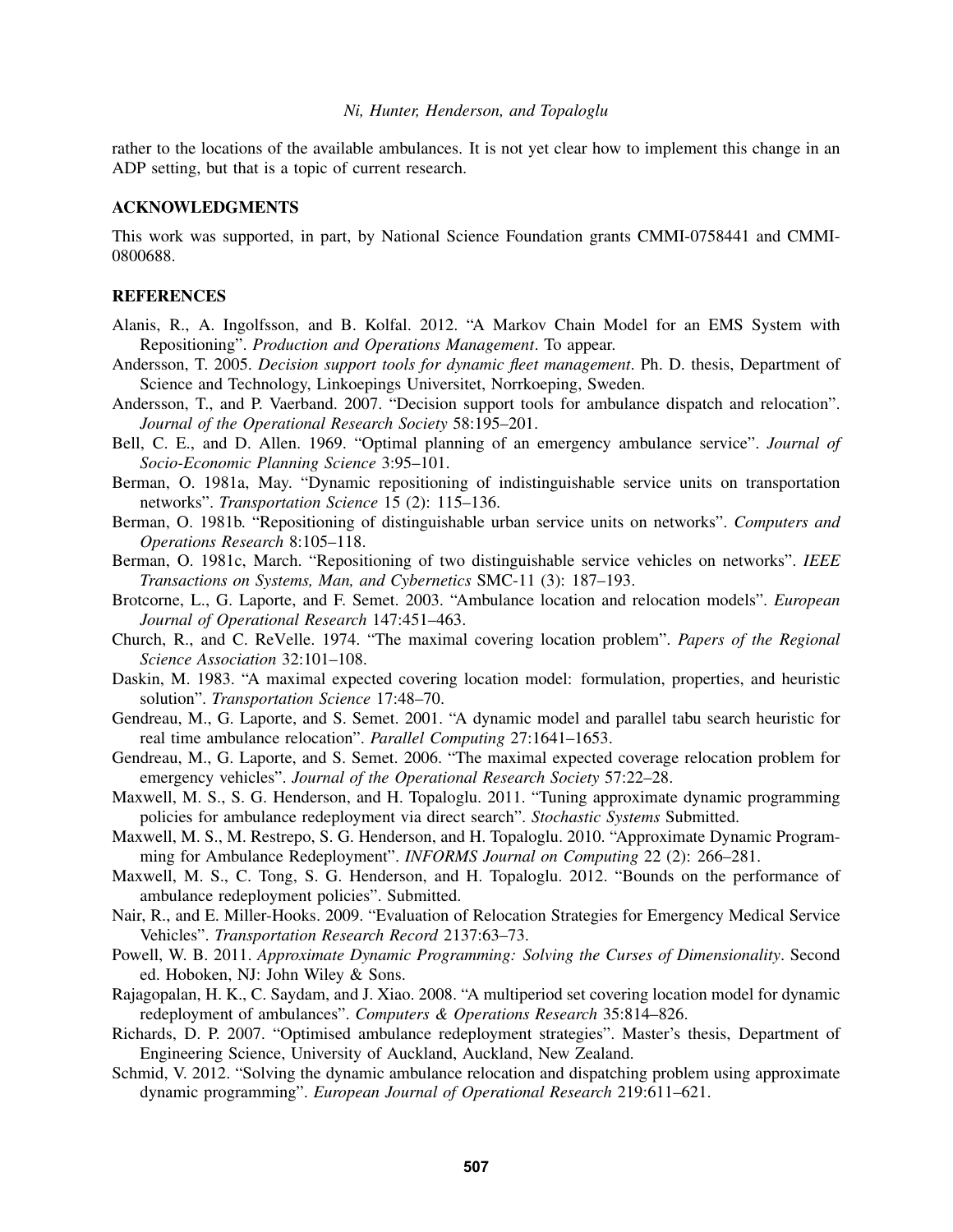rather to the locations of the available ambulances. It is not yet clear how to implement this change in an ADP setting, but that is a topic of current research.

## ACKNOWLEDGMENTS

This work was supported, in part, by National Science Foundation grants CMMI-0758441 and CMMI-0800688.

## REFERENCES

Alanis, R., A. Ingolfsson, and B. Kolfal. 2012. "A Markov Chain Model for an EMS System with Repositioning". *Production and Operations Management*. To appear.

Andersson, T. 2005. *Decision support tools for dynamic fleet management*. Ph. D. thesis, Department of Science and Technology, Linkoepings Universitet, Norrkoeping, Sweden.

Andersson, T., and P. Vaerband. 2007. "Decision support tools for ambulance dispatch and relocation". *Journal of the Operational Research Society* 58:195–201.

Bell, C. E., and D. Allen. 1969. "Optimal planning of an emergency ambulance service". *Journal of Socio-Economic Planning Science* 3:95–101.

Berman, O. 1981a, May. "Dynamic repositioning of indistinguishable service units on transportation networks". *Transportation Science* 15 (2): 115–136.

Berman, O. 1981b. "Repositioning of distinguishable urban service units on networks". *Computers and Operations Research* 8:105–118.

Berman, O. 1981c, March. "Repositioning of two distinguishable service vehicles on networks". *IEEE Transactions on Systems, Man, and Cybernetics* SMC-11 (3): 187–193.

Brotcorne, L., G. Laporte, and F. Semet. 2003. "Ambulance location and relocation models". *European Journal of Operational Research* 147:451–463.

Church, R., and C. ReVelle. 1974. "The maximal covering location problem". *Papers of the Regional Science Association* 32:101–108.

Daskin, M. 1983. "A maximal expected covering location model: formulation, properties, and heuristic solution". *Transportation Science* 17:48–70.

Gendreau, M., G. Laporte, and S. Semet. 2001. "A dynamic model and parallel tabu search heuristic for real time ambulance relocation". *Parallel Computing* 27:1641–1653.

Gendreau, M., G. Laporte, and S. Semet. 2006. "The maximal expected coverage relocation problem for emergency vehicles". *Journal of the Operational Research Society* 57:22–28.

Maxwell, M. S., S. G. Henderson, and H. Topaloglu. 2011. "Tuning approximate dynamic programming policies for ambulance redeployment via direct search". *Stochastic Systems* Submitted.

Maxwell, M. S., M. Restrepo, S. G. Henderson, and H. Topaloglu. 2010. "Approximate Dynamic Programming for Ambulance Redeployment". *INFORMS Journal on Computing* 22 (2): 266–281.

Maxwell, M. S., C. Tong, S. G. Henderson, and H. Topaloglu. 2012. "Bounds on the performance of ambulance redeployment policies". Submitted.

Nair, R., and E. Miller-Hooks. 2009. "Evaluation of Relocation Strategies for Emergency Medical Service Vehicles". *Transportation Research Record* 2137:63–73.

Powell, W. B. 2011. *Approximate Dynamic Programming: Solving the Curses of Dimensionality*. Second ed. Hoboken, NJ: John Wiley & Sons.

Rajagopalan, H. K., C. Saydam, and J. Xiao. 2008. "A multiperiod set covering location model for dynamic redeployment of ambulances". *Computers & Operations Research* 35:814–826.

Richards, D. P. 2007. "Optimised ambulance redeployment strategies". Master's thesis, Department of Engineering Science, University of Auckland, Auckland, New Zealand.

Schmid, V. 2012. "Solving the dynamic ambulance relocation and dispatching problem using approximate dynamic programming". *European Journal of Operational Research* 219:611–621.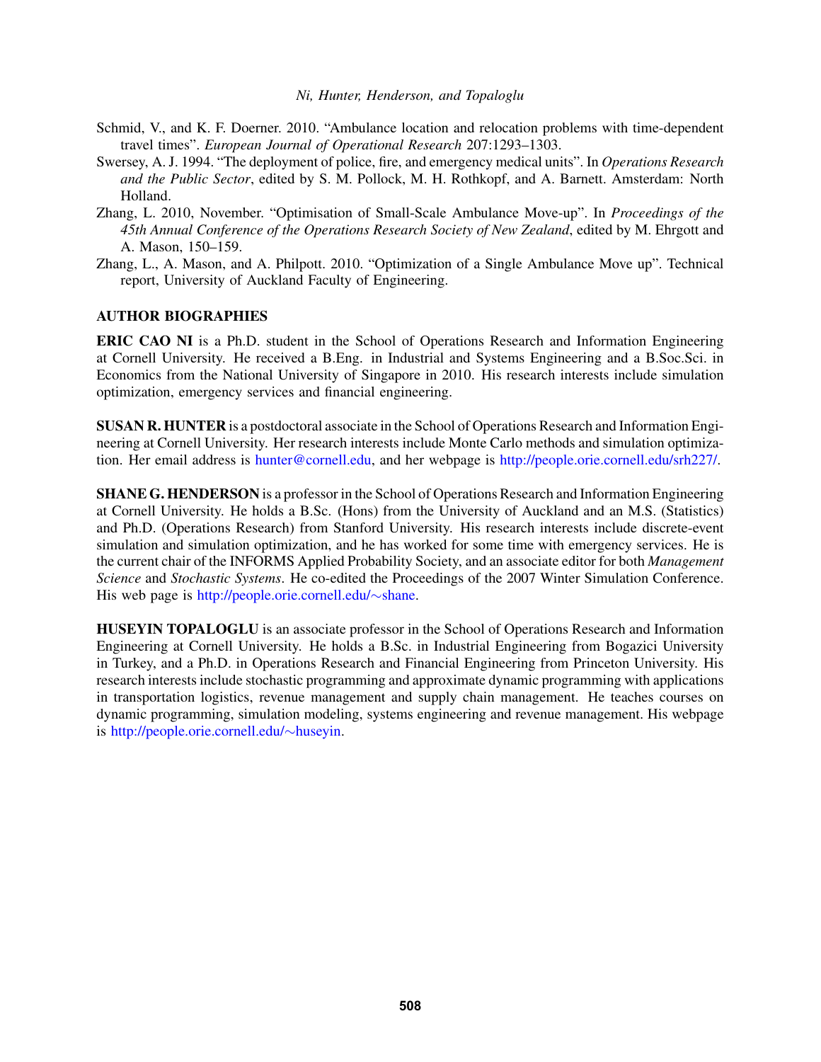Schmid, V., and K. F. Doerner. 2010. “Ambulance location and relocation problems with time-dependent travel times”. *European Journal of Operational Research* 207:1293–1303.

Swersey, A. J. 1994. “The deployment of police, fire, and emergency medical units”. In *Operations Research and the Public Sector*, edited by S. M. Pollock, M. H. Rothkopf, and A. Barnett. Amsterdam: North Holland.

Zhang, L. 2010, November. “Optimisation of Small-Scale Ambulance Move-up”. In *Proceedings of the 45th Annual Conference of the Operations Research Society of New Zealand*, edited by M. Ehrgott and A. Mason, 150–159.

Zhang, L., A. Mason, and A. Philpott. 2010. “Optimization of a Single Ambulance Move up”. Technical report, University of Auckland Faculty of Engineering.

## AUTHOR BIOGRAPHIES

**ERIC CAO NI** is a Ph.D. student in the School of Operations Research and Information Engineering at Cornell University. He received a B.Eng. in Industrial and Systems Engineering and a B.Soc.Sci. in Economics from the National University of Singapore in 2010. His research interests include simulation optimization, emergency services and financial engineering.

**SUSAN R. HUNTER** is a postdoctoral associate in the School of Operations Research and Information Engineering at Cornell University. Her research interests include Monte Carlo methods and simulation optimization. Her email address is hunter@cornell.edu, and her webpage is http://people.orie.cornell.edu/srh227/.

**SHANE G. HENDERSON** is a professor in the School of Operations Research and Information Engineering at Cornell University. He holds a B.Sc. (Hons) from the University of Auckland and an M.S. (Statistics) and Ph.D. (Operations Research) from Stanford University. His research interests include discrete-event simulation and simulation optimization, and he has worked for some time with emergency services. He is the current chair of the INFORMS Applied Probability Society, and an associate editor for both *Management Science* and *Stochastic Systems*. He co-edited the Proceedings of the 2007 Winter Simulation Conference. His web page is http://people.orie.cornell.edu/∼shane.

**HUSEYIN TOPALOGLU** is an associate professor in the School of Operations Research and Information Engineering at Cornell University. He holds a B.Sc. in Industrial Engineering from Bogazici University in Turkey, and a Ph.D. in Operations Research and Financial Engineering from Princeton University. His research interests include stochastic programming and approximate dynamic programming with applications in transportation logistics, revenue management and supply chain management. He teaches courses on dynamic programming, simulation modeling, systems engineering and revenue management. His webpage is http://people.orie.cornell.edu/∼huseyin.